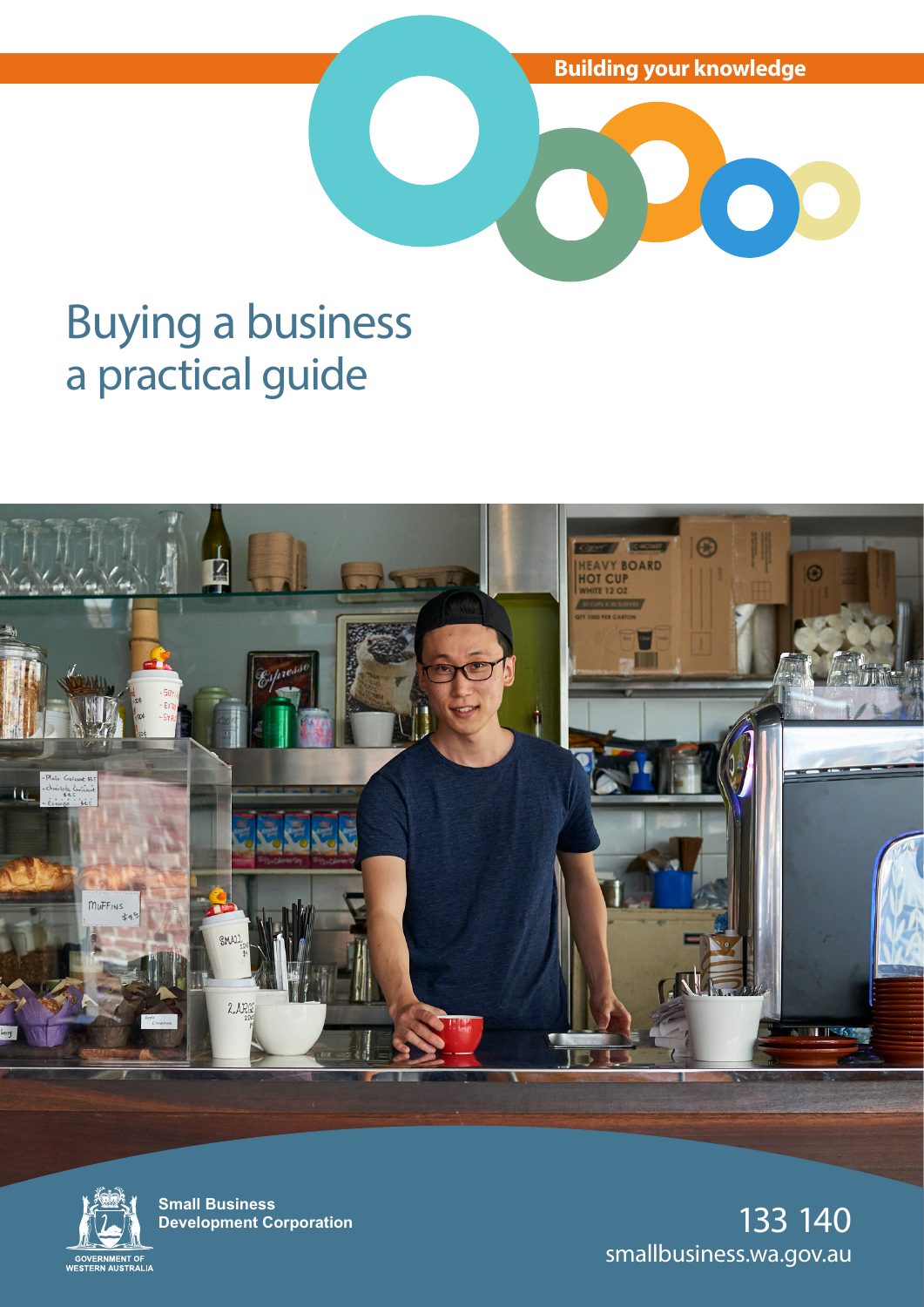Building your knowledge

# Buying a business
# a practical guide

Small Business Development Corporation

GOVERNMENT OF WESTERN AUSTRALIA

133 140

smallbusiness.wa.gov.au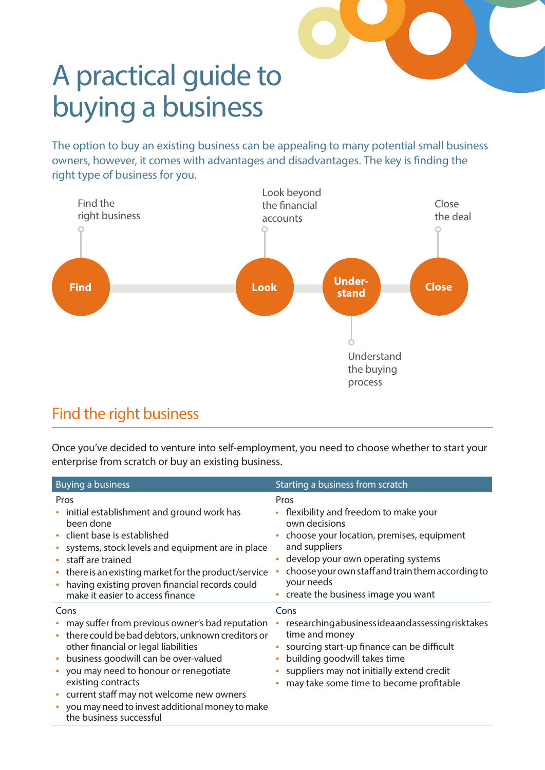# A practical guide to buying a business

The option to buy an existing business can be appealing to many potential small business owners, however, it comes with advantages and disadvantages. The key is finding the right type of business for you.

- **Find** – Find the right business
- **Look** – Look beyond the financial accounts
- **Under-stand** – Understand the buying process
- **Close** – Close the deal

## Find the right business

Once you've decided to venture into self-employment, you need to choose whether to start your enterprise from scratch or buy an existing business.

| Buying a business | Starting a business from scratch |
|---|---|
| **Pros**<br>• initial establishment and ground work has been done<br>• client base is established<br>• systems, stock levels and equipment are in place<br>• staff are trained<br>• there is an existing market for the product/service<br>• having existing proven financial records could make it easier to access finance | **Pros**<br>• flexibility and freedom to make your own decisions<br>• choose your location, premises, equipment and suppliers<br>• develop your own operating systems<br>• choose your own staff and train them according to your needs<br>• create the business image you want |
| **Cons**<br>• may suffer from previous owner's bad reputation<br>• there could be bad debtors, unknown creditors or other financial or legal liabilities<br>• business goodwill can be over-valued<br>• you may need to honour or renegotiate existing contracts<br>• current staff may not welcome new owners<br>• you may need to invest additional money to make the business successful | **Cons**<br>• researching a business idea and assessing risk takes time and money<br>• sourcing start-up finance can be difficult<br>• building goodwill takes time<br>• suppliers may not initially extend credit<br>• may take some time to become profitable |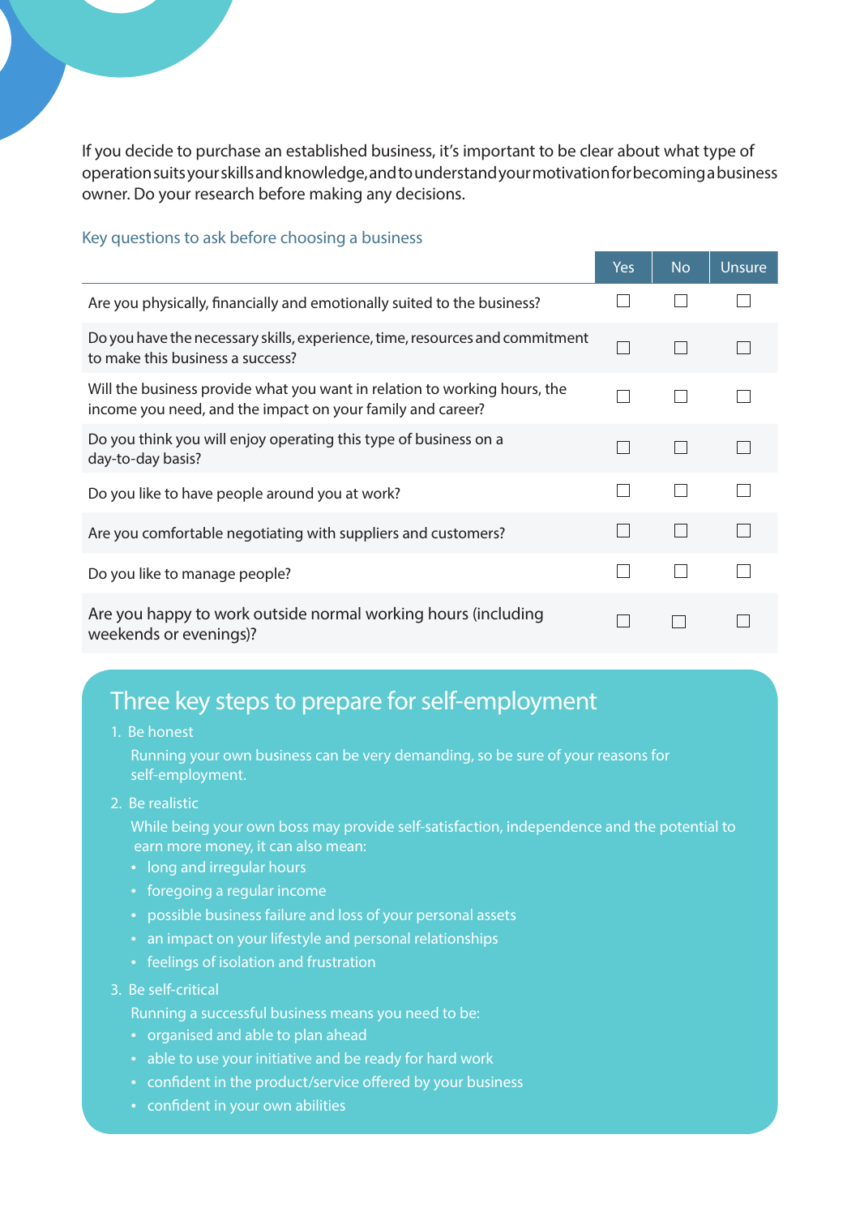If you decide to purchase an established business, it's important to be clear about what type of operation suits your skills and knowledge, and to understand your motivation for becoming a business owner. Do your research before making any decisions.

### Key questions to ask before choosing a business

| | Yes | No | Unsure |
|---|---|---|---|
| Are you physically, financially and emotionally suited to the business? | ☐ | ☐ | ☐ |
| Do you have the necessary skills, experience, time, resources and commitment to make this business a success? | ☐ | ☐ | ☐ |
| Will the business provide what you want in relation to working hours, the income you need, and the impact on your family and career? | ☐ | ☐ | ☐ |
| Do you think you will enjoy operating this type of business on a day-to-day basis? | ☐ | ☐ | ☐ |
| Do you like to have people around you at work? | ☐ | ☐ | ☐ |
| Are you comfortable negotiating with suppliers and customers? | ☐ | ☐ | ☐ |
| Do you like to manage people? | ☐ | ☐ | ☐ |
| Are you happy to work outside normal working hours (including weekends or evenings)? | ☐ | ☐ | ☐ |

## Three key steps to prepare for self-employment

1. Be honest

   Running your own business can be very demanding, so be sure of your reasons for self-employment.

2. Be realistic

   While being your own boss may provide self-satisfaction, independence and the potential to earn more money, it can also mean:

   - long and irregular hours
   - foregoing a regular income
   - possible business failure and loss of your personal assets
   - an impact on your lifestyle and personal relationships
   - feelings of isolation and frustration

3. Be self-critical

   Running a successful business means you need to be:

   - organised and able to plan ahead
   - able to use your initiative and be ready for hard work
   - confident in the product/service offered by your business
   - confident in your own abilities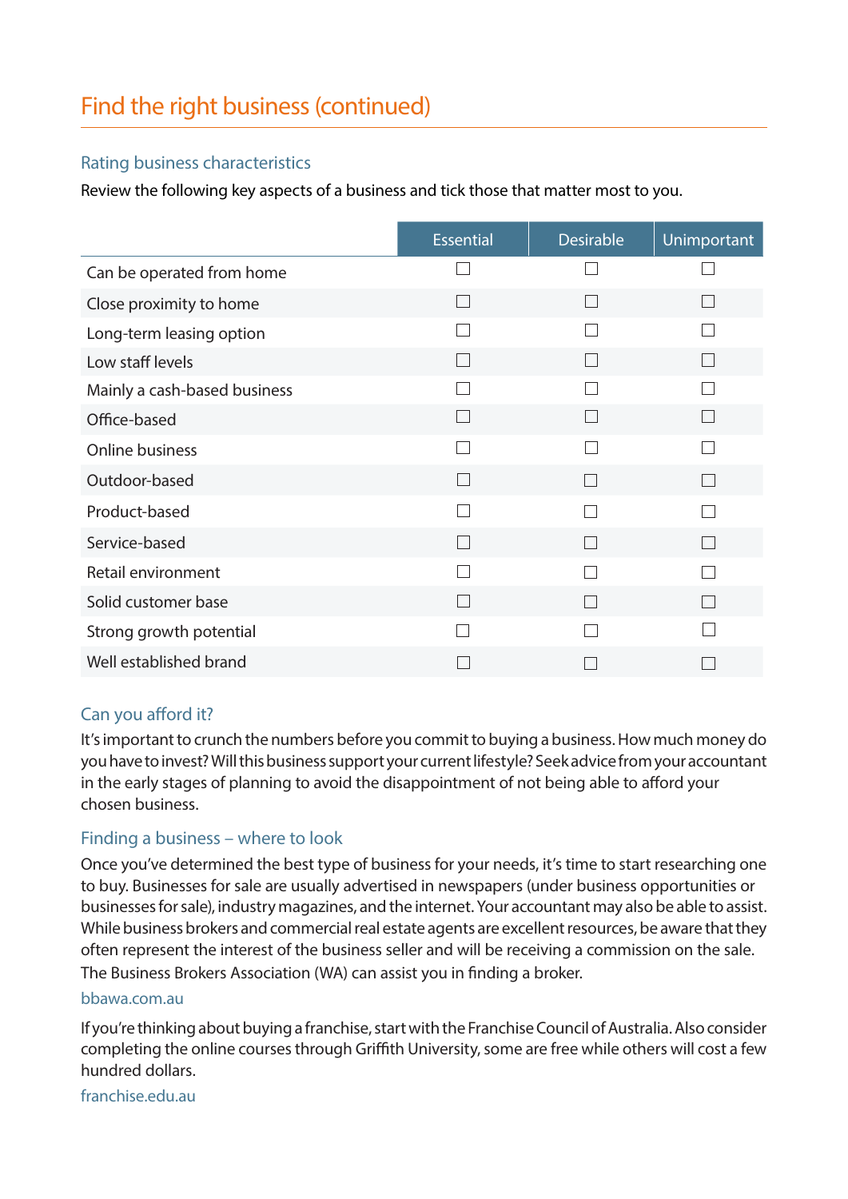# Find the right business (continued)

## Rating business characteristics

Review the following key aspects of a business and tick those that matter most to you.

| | Essential | Desirable | Unimportant |
|---|---|---|---|
| Can be operated from home | ☐ | ☐ | ☐ |
| Close proximity to home | ☐ | ☐ | ☐ |
| Long-term leasing option | ☐ | ☐ | ☐ |
| Low staff levels | ☐ | ☐ | ☐ |
| Mainly a cash-based business | ☐ | ☐ | ☐ |
| Office-based | ☐ | ☐ | ☐ |
| Online business | ☐ | ☐ | ☐ |
| Outdoor-based | ☐ | ☐ | ☐ |
| Product-based | ☐ | ☐ | ☐ |
| Service-based | ☐ | ☐ | ☐ |
| Retail environment | ☐ | ☐ | ☐ |
| Solid customer base | ☐ | ☐ | ☐ |
| Strong growth potential | ☐ | ☐ | ☐ |
| Well established brand | ☐ | ☐ | ☐ |

## Can you afford it?

It's important to crunch the numbers before you commit to buying a business. How much money do you have to invest? Will this business support your current lifestyle? Seek advice from your accountant in the early stages of planning to avoid the disappointment of not being able to afford your chosen business.

## Finding a business – where to look

Once you've determined the best type of business for your needs, it's time to start researching one to buy. Businesses for sale are usually advertised in newspapers (under business opportunities or businesses for sale), industry magazines, and the internet. Your accountant may also be able to assist. While business brokers and commercial real estate agents are excellent resources, be aware that they often represent the interest of the business seller and will be receiving a commission on the sale. The Business Brokers Association (WA) can assist you in finding a broker.

bbawa.com.au

If you're thinking about buying a franchise, start with the Franchise Council of Australia. Also consider completing the online courses through Griffith University, some are free while others will cost a few hundred dollars.

franchise.edu.au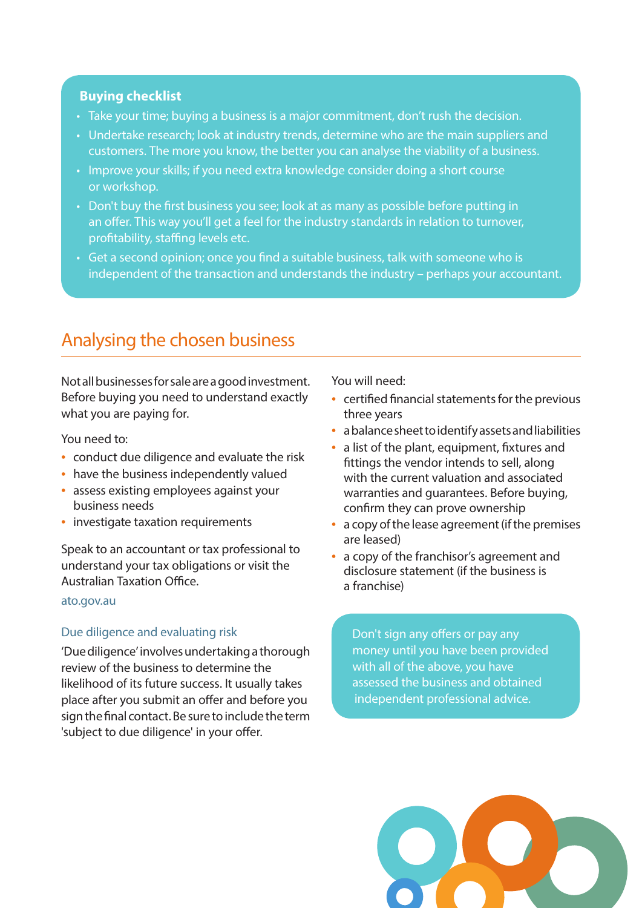**Buying checklist**

- Take your time; buying a business is a major commitment, don't rush the decision.
- Undertake research; look at industry trends, determine who are the main suppliers and customers. The more you know, the better you can analyse the viability of a business.
- Improve your skills; if you need extra knowledge consider doing a short course or workshop.
- Don't buy the first business you see; look at as many as possible before putting in an offer. This way you'll get a feel for the industry standards in relation to turnover, profitability, staffing levels etc.
- Get a second opinion; once you find a suitable business, talk with someone who is independent of the transaction and understands the industry – perhaps your accountant.

## Analysing the chosen business

Not all businesses for sale are a good investment. Before buying you need to understand exactly what you are paying for.

You need to:

- conduct due diligence and evaluate the risk
- have the business independently valued
- assess existing employees against your business needs
- investigate taxation requirements

Speak to an accountant or tax professional to understand your tax obligations or visit the Australian Taxation Office.

ato.gov.au

### Due diligence and evaluating risk

'Due diligence' involves undertaking a thorough review of the business to determine the likelihood of its future success. It usually takes place after you submit an offer and before you sign the final contact. Be sure to include the term 'subject to due diligence' in your offer.

You will need:

- certified financial statements for the previous three years
- a balance sheet to identify assets and liabilities
- a list of the plant, equipment, fixtures and fittings the vendor intends to sell, along with the current valuation and associated warranties and guarantees. Before buying, confirm they can prove ownership
- a copy of the lease agreement (if the premises are leased)
- a copy of the franchisor's agreement and disclosure statement (if the business is a franchise)

Don't sign any offers or pay any money until you have been provided with all of the above, you have assessed the business and obtained independent professional advice.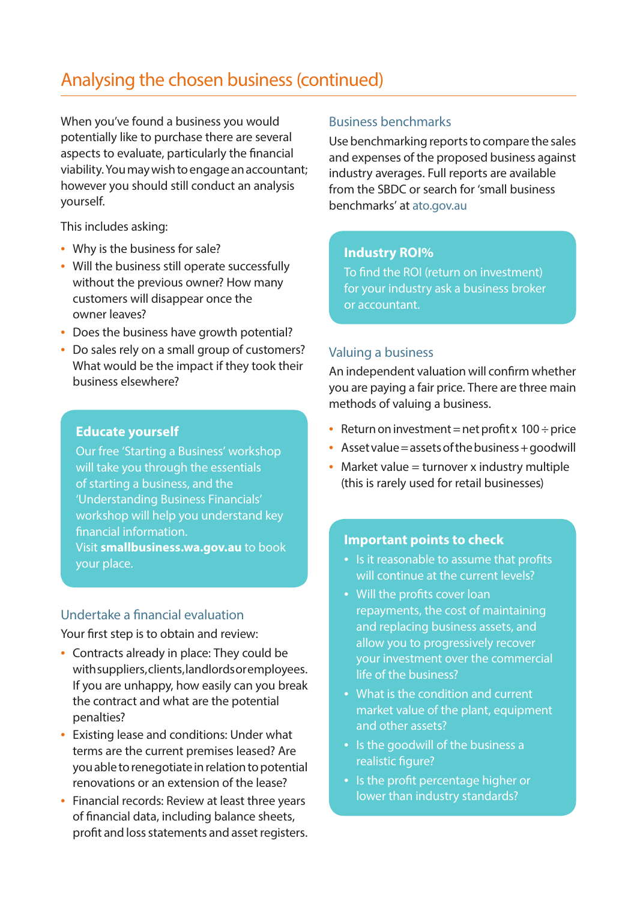# Analysing the chosen business (continued)

When you've found a business you would potentially like to purchase there are several aspects to evaluate, particularly the financial viability. You may wish to engage an accountant; however you should still conduct an analysis yourself.

This includes asking:

- Why is the business for sale?
- Will the business still operate successfully without the previous owner? How many customers will disappear once the owner leaves?
- Does the business have growth potential?
- Do sales rely on a small group of customers? What would be the impact if they took their business elsewhere?

### Educate yourself

Our free 'Starting a Business' workshop will take you through the essentials of starting a business, and the 'Understanding Business Financials' workshop will help you understand key financial information.
Visit **smallbusiness.wa.gov.au** to book your place.

## Undertake a financial evaluation

Your first step is to obtain and review:

- Contracts already in place: They could be with suppliers, clients, landlords or employees. If you are unhappy, how easily can you break the contract and what are the potential penalties?
- Existing lease and conditions: Under what terms are the current premises leased? Are you able to renegotiate in relation to potential renovations or an extension of the lease?
- Financial records: Review at least three years of financial data, including balance sheets, profit and loss statements and asset registers.

## Business benchmarks

Use benchmarking reports to compare the sales and expenses of the proposed business against industry averages. Full reports are available from the SBDC or search for 'small business benchmarks' at ato.gov.au

### Industry ROI%

To find the ROI (return on investment) for your industry ask a business broker or accountant.

## Valuing a business

An independent valuation will confirm whether you are paying a fair price. There are three main methods of valuing a business.

- Return on investment = net profit x 100 ÷ price
- Asset value = assets of the business + goodwill
- Market value = turnover x industry multiple (this is rarely used for retail businesses)

### Important points to check

- Is it reasonable to assume that profits will continue at the current levels?
- Will the profits cover loan repayments, the cost of maintaining and replacing business assets, and allow you to progressively recover your investment over the commercial life of the business?
- What is the condition and current market value of the plant, equipment and other assets?
- Is the goodwill of the business a realistic figure?
- Is the profit percentage higher or lower than industry standards?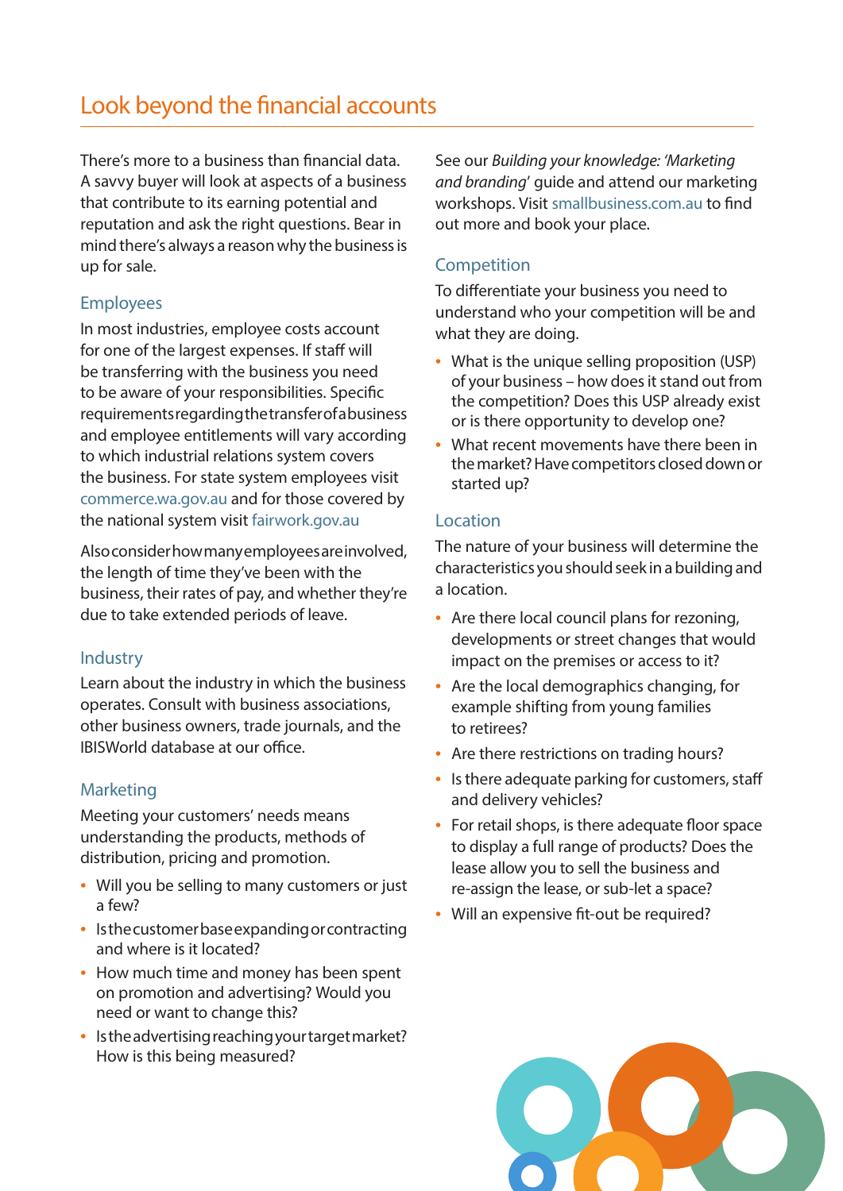# Look beyond the financial accounts

There's more to a business than financial data. A savvy buyer will look at aspects of a business that contribute to its earning potential and reputation and ask the right questions. Bear in mind there's always a reason why the business is up for sale.

## Employees

In most industries, employee costs account for one of the largest expenses. If staff will be transferring with the business you need to be aware of your responsibilities. Specific requirements regarding the transfer of a business and employee entitlements will vary according to which industrial relations system covers the business. For state system employees visit commerce.wa.gov.au and for those covered by the national system visit fairwork.gov.au

Also consider how many employees are involved, the length of time they've been with the business, their rates of pay, and whether they're due to take extended periods of leave.

## Industry

Learn about the industry in which the business operates. Consult with business associations, other business owners, trade journals, and the IBISWorld database at our office.

## Marketing

Meeting your customers' needs means understanding the products, methods of distribution, pricing and promotion.

- Will you be selling to many customers or just a few?
- Is the customer base expanding or contracting and where is it located?
- How much time and money has been spent on promotion and advertising? Would you need or want to change this?
- Is the advertising reaching your target market? How is this being measured?

See our *Building your knowledge: 'Marketing and branding'* guide and attend our marketing workshops. Visit smallbusiness.com.au to find out more and book your place.

## Competition

To differentiate your business you need to understand who your competition will be and what they are doing.

- What is the unique selling proposition (USP) of your business – how does it stand out from the competition? Does this USP already exist or is there opportunity to develop one?
- What recent movements have there been in the market? Have competitors closed down or started up?

## Location

The nature of your business will determine the characteristics you should seek in a building and a location.

- Are there local council plans for rezoning, developments or street changes that would impact on the premises or access to it?
- Are the local demographics changing, for example shifting from young families to retirees?
- Are there restrictions on trading hours?
- Is there adequate parking for customers, staff and delivery vehicles?
- For retail shops, is there adequate floor space to display a full range of products? Does the lease allow you to sell the business and re-assign the lease, or sub-let a space?
- Will an expensive fit-out be required?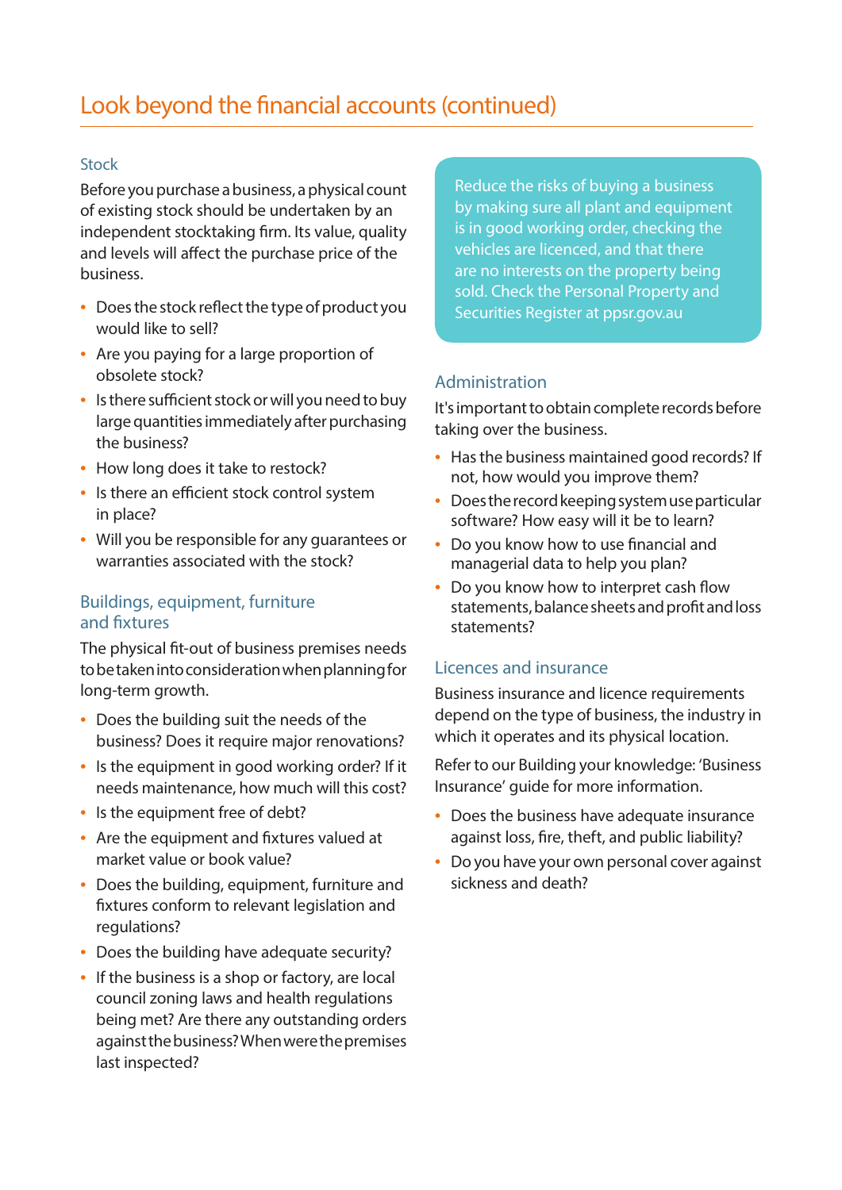# Look beyond the financial accounts (continued)

## Stock

Before you purchase a business, a physical count of existing stock should be undertaken by an independent stocktaking firm. Its value, quality and levels will affect the purchase price of the business.

- Does the stock reflect the type of product you would like to sell?
- Are you paying for a large proportion of obsolete stock?
- Is there sufficient stock or will you need to buy large quantities immediately after purchasing the business?
- How long does it take to restock?
- Is there an efficient stock control system in place?
- Will you be responsible for any guarantees or warranties associated with the stock?

## Buildings, equipment, furniture and fixtures

The physical fit-out of business premises needs to be taken into consideration when planning for long-term growth.

- Does the building suit the needs of the business? Does it require major renovations?
- Is the equipment in good working order? If it needs maintenance, how much will this cost?
- Is the equipment free of debt?
- Are the equipment and fixtures valued at market value or book value?
- Does the building, equipment, furniture and fixtures conform to relevant legislation and regulations?
- Does the building have adequate security?
- If the business is a shop or factory, are local council zoning laws and health regulations being met? Are there any outstanding orders against the business? When were the premises last inspected?

Reduce the risks of buying a business by making sure all plant and equipment is in good working order, checking the vehicles are licenced, and that there are no interests on the property being sold. Check the Personal Property and Securities Register at ppsr.gov.au

## Administration

It's important to obtain complete records before taking over the business.

- Has the business maintained good records? If not, how would you improve them?
- Does the record keeping system use particular software? How easy will it be to learn?
- Do you know how to use financial and managerial data to help you plan?
- Do you know how to interpret cash flow statements, balance sheets and profit and loss statements?

## Licences and insurance

Business insurance and licence requirements depend on the type of business, the industry in which it operates and its physical location.

Refer to our Building your knowledge: 'Business Insurance' guide for more information.

- Does the business have adequate insurance against loss, fire, theft, and public liability?
- Do you have your own personal cover against sickness and death?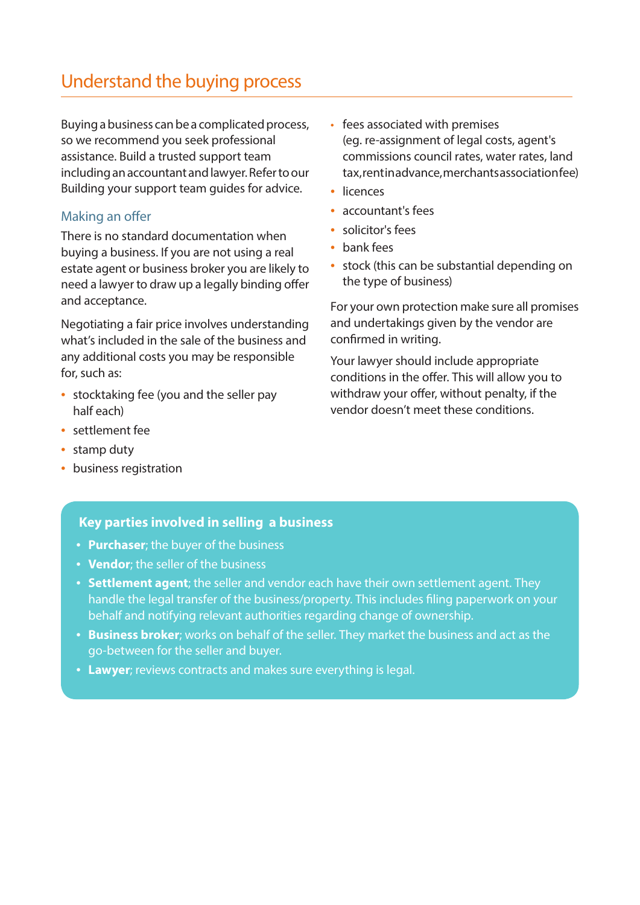## Understand the buying process

Buying a business can be a complicated process, so we recommend you seek professional assistance. Build a trusted support team including an accountant and lawyer. Refer to our Building your support team guides for advice.

### Making an offer

There is no standard documentation when buying a business. If you are not using a real estate agent or business broker you are likely to need a lawyer to draw up a legally binding offer and acceptance.

Negotiating a fair price involves understanding what's included in the sale of the business and any additional costs you may be responsible for, such as:

- stocktaking fee (you and the seller pay half each)
- settlement fee
- stamp duty
- business registration
- fees associated with premises (eg. re-assignment of legal costs, agent's commissions council rates, water rates, land tax, rent in advance, merchants association fee)
- licences
- accountant's fees
- solicitor's fees
- bank fees
- stock (this can be substantial depending on the type of business)

For your own protection make sure all promises and undertakings given by the vendor are confirmed in writing.

Your lawyer should include appropriate conditions in the offer. This will allow you to withdraw your offer, without penalty, if the vendor doesn't meet these conditions.

**Key parties involved in selling a business**

- **Purchaser**; the buyer of the business
- **Vendor**; the seller of the business
- **Settlement agent**; the seller and vendor each have their own settlement agent. They handle the legal transfer of the business/property. This includes filing paperwork on your behalf and notifying relevant authorities regarding change of ownership.
- **Business broker**; works on behalf of the seller. They market the business and act as the go-between for the seller and buyer.
- **Lawyer**; reviews contracts and makes sure everything is legal.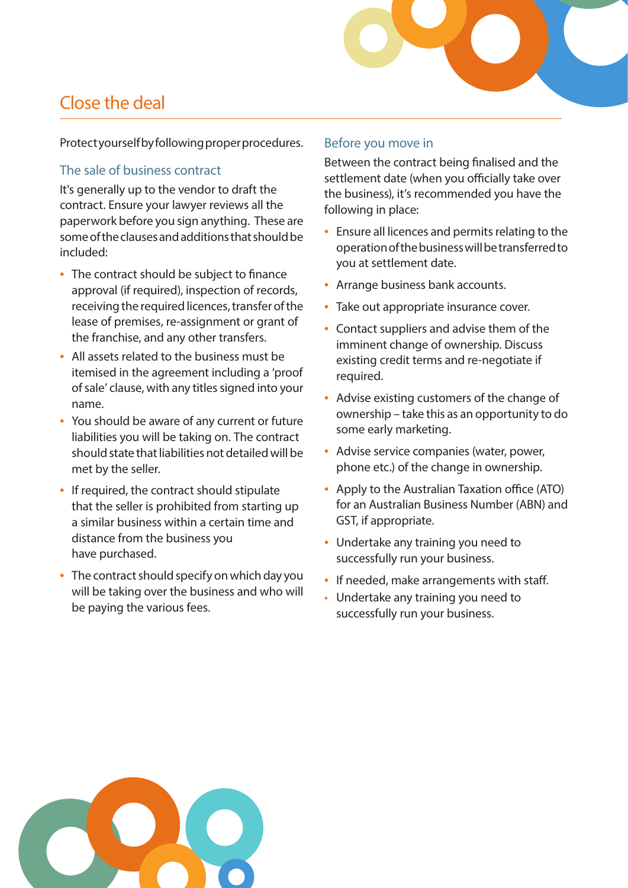# Close the deal

Protect yourself by following proper procedures.

## The sale of business contract

It's generally up to the vendor to draft the contract. Ensure your lawyer reviews all the paperwork before you sign anything. These are some of the clauses and additions that should be included:

- The contract should be subject to finance approval (if required), inspection of records, receiving the required licences, transfer of the lease of premises, re-assignment or grant of the franchise, and any other transfers.
- All assets related to the business must be itemised in the agreement including a 'proof of sale' clause, with any titles signed into your name.
- You should be aware of any current or future liabilities you will be taking on. The contract should state that liabilities not detailed will be met by the seller.
- If required, the contract should stipulate that the seller is prohibited from starting up a similar business within a certain time and distance from the business you have purchased.
- The contract should specify on which day you will be taking over the business and who will be paying the various fees.

## Before you move in

Between the contract being finalised and the settlement date (when you officially take over the business), it's recommended you have the following in place:

- Ensure all licences and permits relating to the operation of the business will be transferred to you at settlement date.
- Arrange business bank accounts.
- Take out appropriate insurance cover.
- Contact suppliers and advise them of the imminent change of ownership. Discuss existing credit terms and re-negotiate if required.
- Advise existing customers of the change of ownership – take this as an opportunity to do some early marketing.
- Advise service companies (water, power, phone etc.) of the change in ownership.
- Apply to the Australian Taxation office (ATO) for an Australian Business Number (ABN) and GST, if appropriate.
- Undertake any training you need to successfully run your business.
- If needed, make arrangements with staff.
- Undertake any training you need to successfully run your business.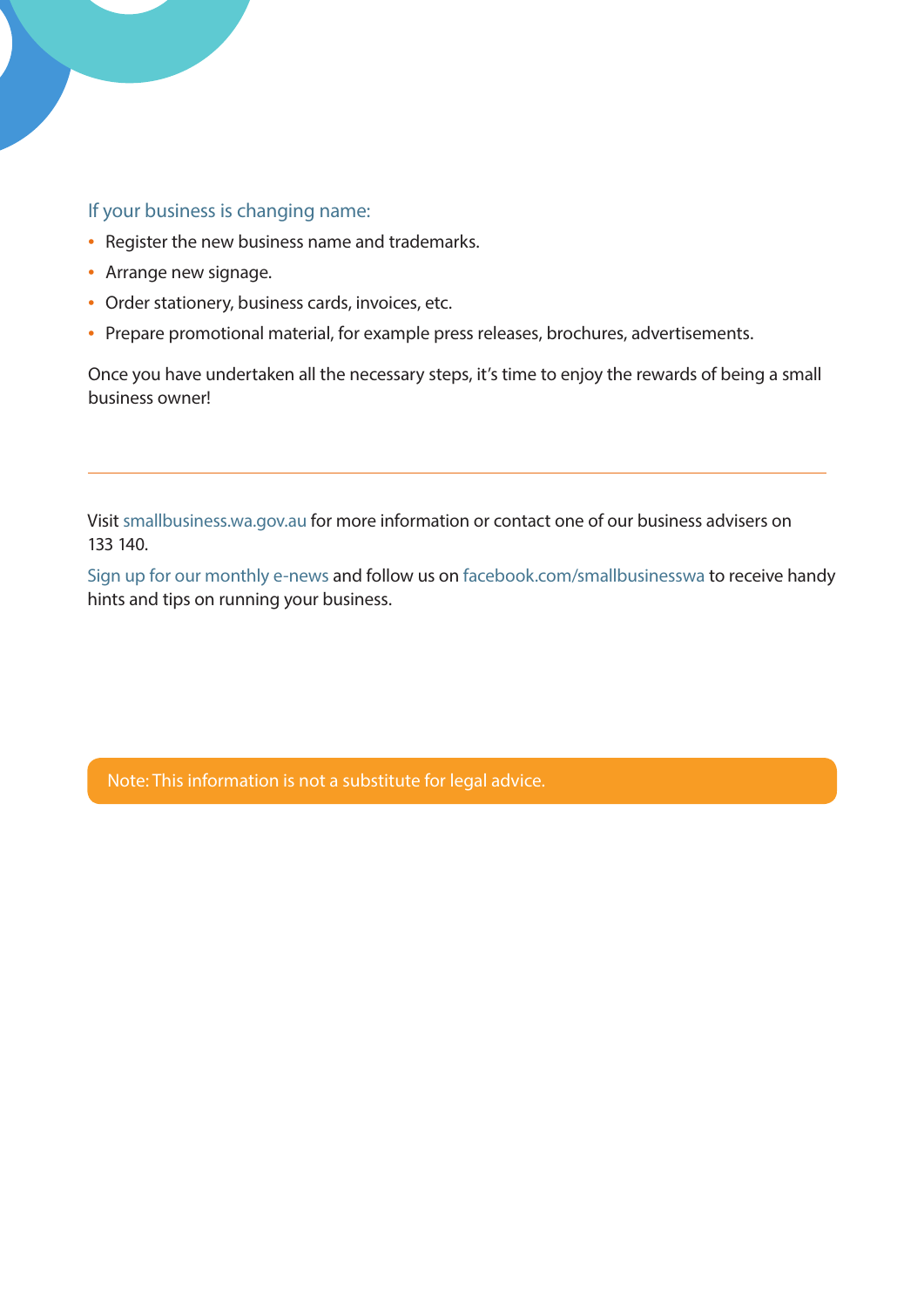### If your business is changing name:

- Register the new business name and trademarks.
- Arrange new signage.
- Order stationery, business cards, invoices, etc.
- Prepare promotional material, for example press releases, brochures, advertisements.

Once you have undertaken all the necessary steps, it's time to enjoy the rewards of being a small business owner!

---

Visit smallbusiness.wa.gov.au for more information or contact one of our business advisers on 133 140.

Sign up for our monthly e-news and follow us on facebook.com/smallbusinesswa to receive handy hints and tips on running your business.

Note: This information is not a substitute for legal advice.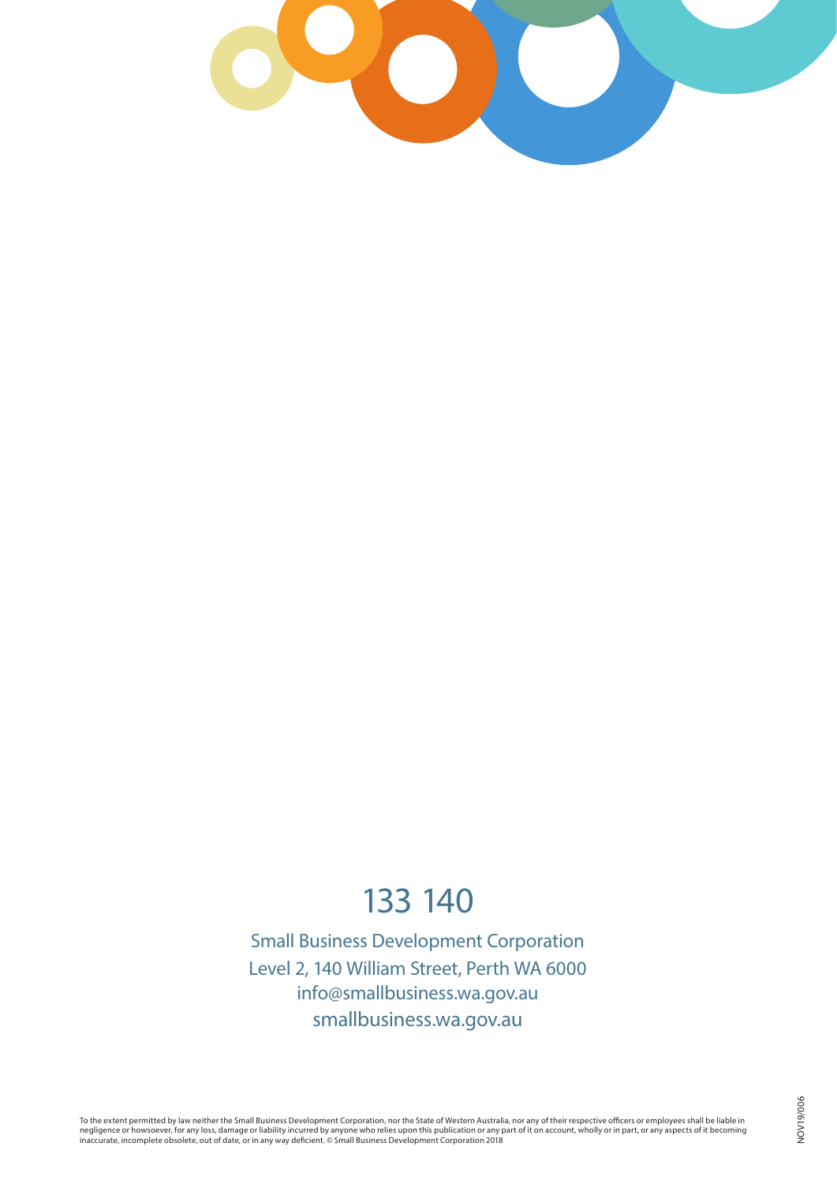133 140

Small Business Development Corporation
Level 2, 140 William Street, Perth WA 6000
info@smallbusiness.wa.gov.au
smallbusiness.wa.gov.au

To the extent permitted by law neither the Small Business Development Corporation, nor the State of Western Australia, nor any of their respective officers or employees shall be liable in negligence or howsoever, for any loss, damage or liability incurred by anyone who relies upon this publication or any part of it on account, wholly or in part, or any aspects of it becoming inaccurate, incomplete obsolete, out of date, or in any way deficient. © Small Business Development Corporation 2018

NOV19/006